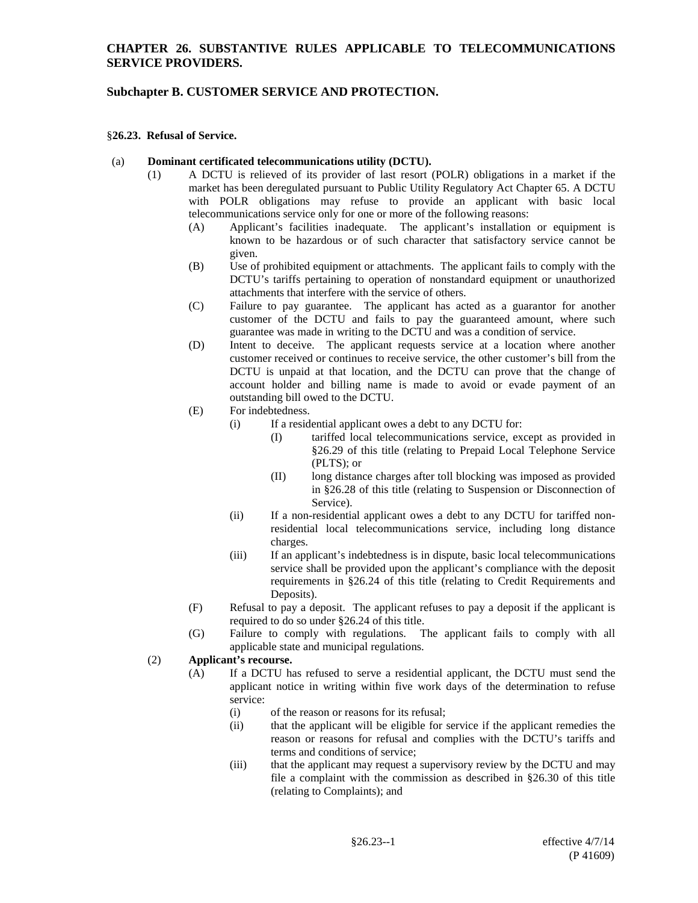# CHAPTER 26. SUBSTANTIVE RULES APPLICABLE TO TELECOMMUNICATIONS SERVICE PROVIDERS.

## Subchapter B. CUSTOMER SERVICE AND PROTECTION.

### §26.23. Refusal of Service.

(a) **Dominant certificated telecommunications utility (DCTU).**

(1) A DCTU is relieved of its provider of last resort (POLR) obligations in a market if the market has been deregulated pursuant to Public Utility Regulatory Act Chapter 65. A DCTU with POLR obligations may refuse to provide an applicant with basic local telecommunications service only for one or more of the following reasons:

(A) Applicant's facilities inadequate. The applicant's installation or equipment is known to be hazardous or of such character that satisfactory service cannot be given.

(B) Use of prohibited equipment or attachments. The applicant fails to comply with the DCTU's tariffs pertaining to operation of nonstandard equipment or unauthorized attachments that interfere with the service of others.

(C) Failure to pay guarantee. The applicant has acted as a guarantor for another customer of the DCTU and fails to pay the guaranteed amount, where such guarantee was made in writing to the DCTU and was a condition of service.

(D) Intent to deceive. The applicant requests service at a location where another customer received or continues to receive service, the other customer's bill from the DCTU is unpaid at that location, and the DCTU can prove that the change of account holder and billing name is made to avoid or evade payment of an outstanding bill owed to the DCTU.

(E) For indebtedness.

(i) If a residential applicant owes a debt to any DCTU for:

(I) tariffed local telecommunications service, except as provided in §26.29 of this title (relating to Prepaid Local Telephone Service (PLTS); or

(II) long distance charges after toll blocking was imposed as provided in §26.28 of this title (relating to Suspension or Disconnection of Service).

(ii) If a non-residential applicant owes a debt to any DCTU for tariffed non-residential local telecommunications service, including long distance charges.

(iii) If an applicant's indebtedness is in dispute, basic local telecommunications service shall be provided upon the applicant's compliance with the deposit requirements in §26.24 of this title (relating to Credit Requirements and Deposits).

(F) Refusal to pay a deposit. The applicant refuses to pay a deposit if the applicant is required to do so under §26.24 of this title.

(G) Failure to comply with regulations. The applicant fails to comply with all applicable state and municipal regulations.

(2) **Applicant's recourse.**

(A) If a DCTU has refused to serve a residential applicant, the DCTU must send the applicant notice in writing within five work days of the determination to refuse service:

(i) of the reason or reasons for its refusal;

(ii) that the applicant will be eligible for service if the applicant remedies the reason or reasons for refusal and complies with the DCTU's tariffs and terms and conditions of service;

(iii) that the applicant may request a supervisory review by the DCTU and may file a complaint with the commission as described in §26.30 of this title (relating to Complaints); and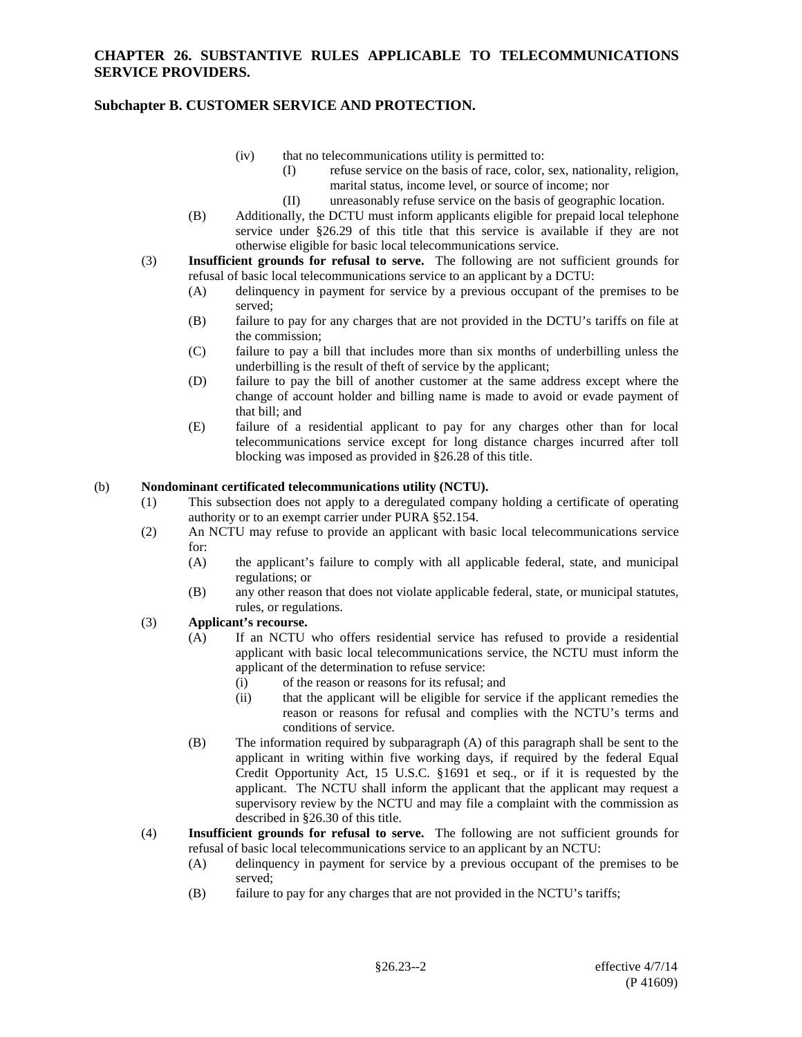(iv) that no telecommunications utility is permitted to:

(I) refuse service on the basis of race, color, sex, nationality, religion, marital status, income level, or source of income; nor

(II) unreasonably refuse service on the basis of geographic location.

(B) Additionally, the DCTU must inform applicants eligible for prepaid local telephone service under §26.29 of this title that this service is available if they are not otherwise eligible for basic local telecommunications service.

(3) **Insufficient grounds for refusal to serve.** The following are not sufficient grounds for refusal of basic local telecommunications service to an applicant by a DCTU:

(A) delinquency in payment for service by a previous occupant of the premises to be served;

(B) failure to pay for any charges that are not provided in the DCTU's tariffs on file at the commission;

(C) failure to pay a bill that includes more than six months of underbilling unless the underbilling is the result of theft of service by the applicant;

(D) failure to pay the bill of another customer at the same address except where the change of account holder and billing name is made to avoid or evade payment of that bill; and

(E) failure of a residential applicant to pay for any charges other than for local telecommunications service except for long distance charges incurred after toll blocking was imposed as provided in §26.28 of this title.

(b) **Nondominant certificated telecommunications utility (NCTU).**

(1) This subsection does not apply to a deregulated company holding a certificate of operating authority or to an exempt carrier under PURA §52.154.

(2) An NCTU may refuse to provide an applicant with basic local telecommunications service for:

(A) the applicant's failure to comply with all applicable federal, state, and municipal regulations; or

(B) any other reason that does not violate applicable federal, state, or municipal statutes, rules, or regulations.

(3) **Applicant's recourse.**

(A) If an NCTU who offers residential service has refused to provide a residential applicant with basic local telecommunications service, the NCTU must inform the applicant of the determination to refuse service:

(i) of the reason or reasons for its refusal; and

(ii) that the applicant will be eligible for service if the applicant remedies the reason or reasons for refusal and complies with the NCTU's terms and conditions of service.

(B) The information required by subparagraph (A) of this paragraph shall be sent to the applicant in writing within five working days, if required by the federal Equal Credit Opportunity Act, 15 U.S.C. §1691 et seq., or if it is requested by the applicant. The NCTU shall inform the applicant that the applicant may request a supervisory review by the NCTU and may file a complaint with the commission as described in §26.30 of this title.

(4) **Insufficient grounds for refusal to serve.** The following are not sufficient grounds for refusal of basic local telecommunications service to an applicant by an NCTU:

(A) delinquency in payment for service by a previous occupant of the premises to be served;

(B) failure to pay for any charges that are not provided in the NCTU's tariffs;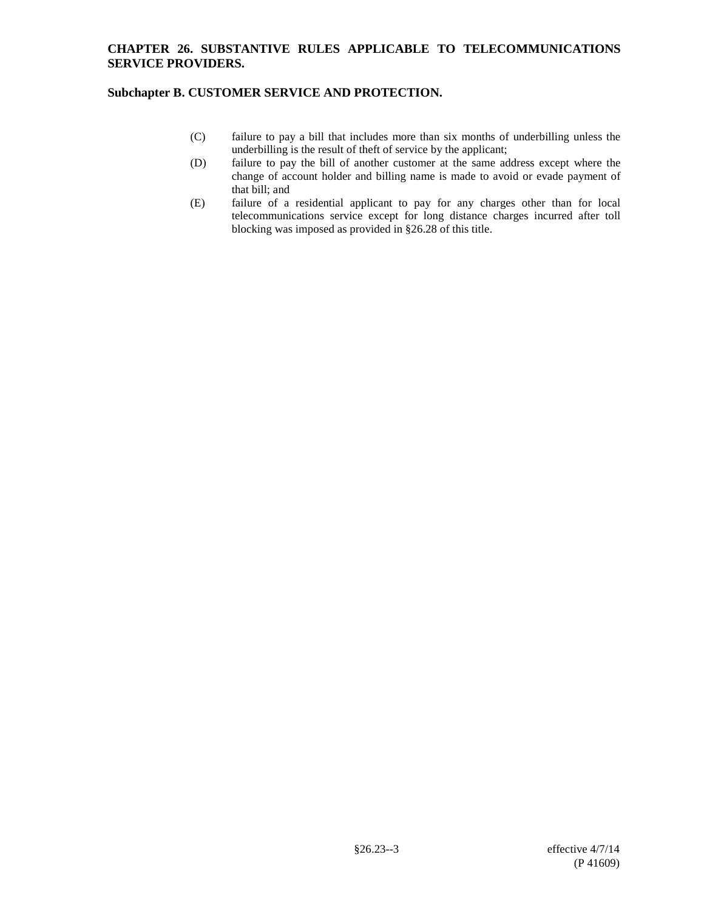(C) failure to pay a bill that includes more than six months of underbilling unless the underbilling is the result of theft of service by the applicant;

(D) failure to pay the bill of another customer at the same address except where the change of account holder and billing name is made to avoid or evade payment of that bill; and

(E) failure of a residential applicant to pay for any charges other than for local telecommunications service except for long distance charges incurred after toll blocking was imposed as provided in §26.28 of this title.